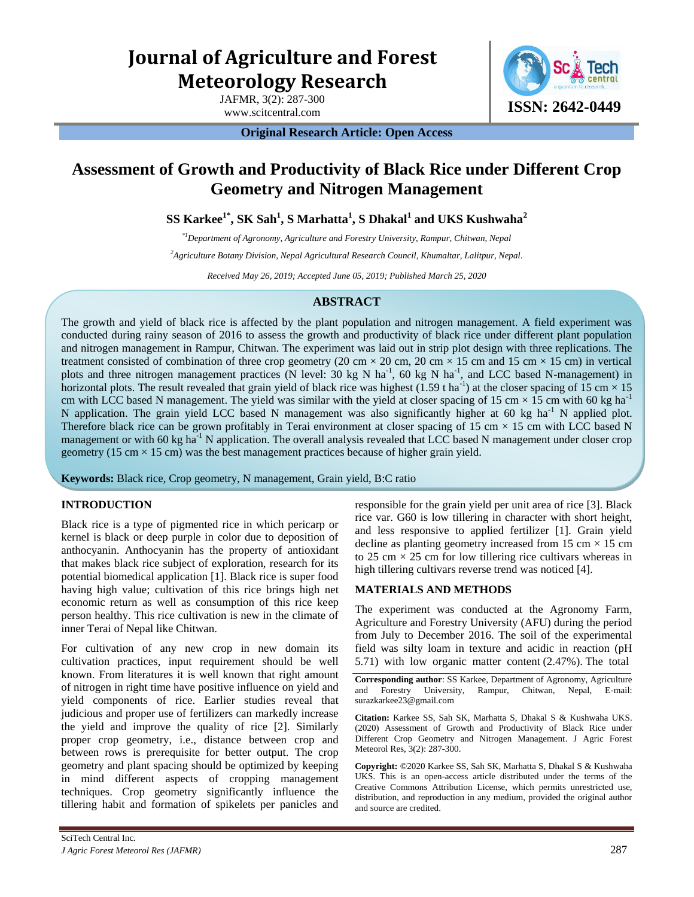# Journal of Agriculture and Forest Meteorology Research

JAFMR, 3(2): 287-300
www.scitcentral.com

ISSN: 2642-0449

**Original Research Article: Open Access**

# Assessment of Growth and Productivity of Black Rice under Different Crop Geometry and Nitrogen Management

**SS Karkee[1*], SK Sah[1], S Marhatta[1], S Dhakal[1] and UKS Kushwaha[2]**

*[*1]Department of Agronomy, Agriculture and Forestry University, Rampur, Chitwan, Nepal*

*[2]Agriculture Botany Division, Nepal Agricultural Research Council, Khumaltar, Lalitpur, Nepal.*

*Received May 26, 2019; Accepted June 05, 2019; Published March 25, 2020*

## ABSTRACT

The growth and yield of black rice is affected by the plant population and nitrogen management. A field experiment was conducted during rainy season of 2016 to assess the growth and productivity of black rice under different plant population and nitrogen management in Rampur, Chitwan. The experiment was laid out in strip plot design with three replications. The treatment consisted of combination of three crop geometry (20 cm × 20 cm, 20 cm × 15 cm and 15 cm × 15 cm) in vertical plots and three nitrogen management practices (N level: 30 kg N ha$^{-1}$, 60 kg N ha$^{-1}$, and LCC based N-management) in horizontal plots. The result revealed that grain yield of black rice was highest (1.59 t ha$^{-1}$) at the closer spacing of 15 cm × 15 cm with LCC based N management. The yield was similar with the yield at closer spacing of 15 cm × 15 cm with 60 kg ha$^{-1}$ N application. The grain yield LCC based N management was also significantly higher at 60 kg ha$^{-1}$ N applied plot. Therefore black rice can be grown profitably in Terai environment at closer spacing of 15 cm × 15 cm with LCC based N management or with 60 kg ha$^{-1}$ N application. The overall analysis revealed that LCC based N management under closer crop geometry (15 cm × 15 cm) was the best management practices because of higher grain yield.

**Keywords:** Black rice, Crop geometry, N management, Grain yield, B:C ratio

## INTRODUCTION

Black rice is a type of pigmented rice in which pericarp or kernel is black or deep purple in color due to deposition of anthocyanin. Anthocyanin has the property of antioxidant that makes black rice subject of exploration, research for its potential biomedical application [1]. Black rice is super food having high value; cultivation of this rice brings high net economic return as well as consumption of this rice keep person healthy. This rice cultivation is new in the climate of inner Terai of Nepal like Chitwan.

For cultivation of any new crop in new domain its cultivation practices, input requirement should be well known. From literatures it is well known that right amount of nitrogen in right time have positive influence on yield and yield components of rice. Earlier studies reveal that judicious and proper use of fertilizers can markedly increase the yield and improve the quality of rice [2]. Similarly proper crop geometry, i.e., distance between crop and between rows is prerequisite for better output. The crop geometry and plant spacing should be optimized by keeping in mind different aspects of cropping management techniques. Crop geometry significantly influence the tillering habit and formation of spikelets per panicles and responsible for the grain yield per unit area of rice [3]. Black rice var. G60 is low tillering in character with short height, and less responsive to applied fertilizer [1]. Grain yield decline as planting geometry increased from 15 cm × 15 cm to 25 cm × 25 cm for low tillering rice cultivars whereas in high tillering cultivars reverse trend was noticed [4].

## MATERIALS AND METHODS

The experiment was conducted at the Agronomy Farm, Agriculture and Forestry University (AFU) during the period from July to December 2016. The soil of the experimental field was silty loam in texture and acidic in reaction (pH 5.71) with low organic matter content (2.47%). The total

**Corresponding author**: SS Karkee, Department of Agronomy, Agriculture and Forestry University, Rampur, Chitwan, Nepal, E-mail: surazkarkee23@gmail.com

**Citation:** Karkee SS, Sah SK, Marhatta S, Dhakal S & Kushwaha UKS. (2020) Assessment of Growth and Productivity of Black Rice under Different Crop Geometry and Nitrogen Management. J Agric Forest Meteorol Res, 3(2): 287-300.

**Copyright:** ©2020 Karkee SS, Sah SK, Marhatta S, Dhakal S & Kushwaha UKS. This is an open-access article distributed under the terms of the Creative Commons Attribution License, which permits unrestricted use, distribution, and reproduction in any medium, provided the original author and source are credited.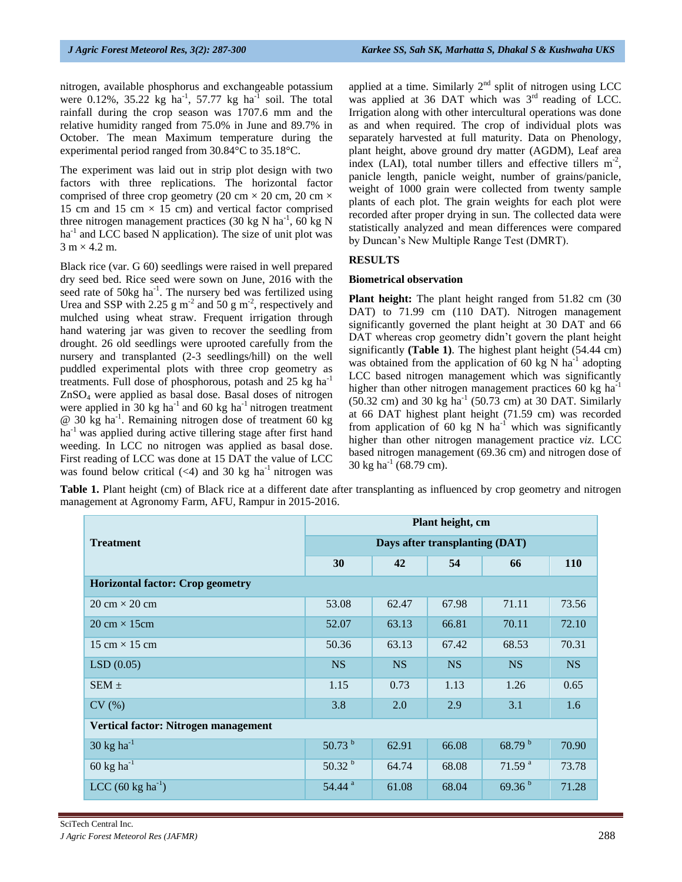nitrogen, available phosphorus and exchangeable potassium were 0.12%, 35.22 kg ha$^{-1}$, 57.77 kg ha$^{-1}$ soil. The total rainfall during the crop season was 1707.6 mm and the relative humidity ranged from 75.0% in June and 89.7% in October. The mean Maximum temperature during the experimental period ranged from 30.84°C to 35.18°C.

The experiment was laid out in strip plot design with two factors with three replications. The horizontal factor comprised of three crop geometry (20 cm × 20 cm, 20 cm × 15 cm and 15 cm × 15 cm) and vertical factor comprised three nitrogen management practices (30 kg N ha$^{-1}$, 60 kg N ha$^{-1}$ and LCC based N application). The size of unit plot was 3 m × 4.2 m.

Black rice (var. G 60) seedlings were raised in well prepared dry seed bed. Rice seed were sown on June, 2016 with the seed rate of 50kg ha$^{-1}$. The nursery bed was fertilized using Urea and SSP with 2.25 g m$^{-2}$ and 50 g m$^{-2}$, respectively and mulched using wheat straw. Frequent irrigation through hand watering jar was given to recover the seedling from drought. 26 old seedlings were uprooted carefully from the nursery and transplanted (2-3 seedlings/hill) on the well puddled experimental plots with three crop geometry as treatments. Full dose of phosphorous, potash and 25 kg ha$^{-1}$ $ZnSO_4$ were applied as basal dose. Basal doses of nitrogen were applied in 30 kg ha$^{-1}$ and 60 kg ha$^{-1}$ nitrogen treatment @ 30 kg ha$^{-1}$. Remaining nitrogen dose of treatment 60 kg ha$^{-1}$ was applied during active tillering stage after first hand weeding. In LCC no nitrogen was applied as basal dose. First reading of LCC was done at 15 DAT the value of LCC was found below critical (<4) and 30 kg ha$^{-1}$ nitrogen was applied at a time. Similarly 2$^{nd}$ split of nitrogen using LCC was applied at 36 DAT which was 3$^{rd}$ reading of LCC. Irrigation along with other intercultural operations was done as and when required. The crop of individual plots was separately harvested at full maturity. Data on Phenology, plant height, above ground dry matter (AGDM), Leaf area index (LAI), total number tillers and effective tillers m$^{-2}$, panicle length, panicle weight, number of grains/panicle, weight of 1000 grain were collected from twenty sample plants of each plot. The grain weights for each plot were recorded after proper drying in sun. The collected data were statistically analyzed and mean differences were compared by Duncan's New Multiple Range Test (DMRT).

## RESULTS

### Biometrical observation

**Plant height:** The plant height ranged from 51.82 cm (30 DAT) to 71.99 cm (110 DAT). Nitrogen management significantly governed the plant height at 30 DAT and 66 DAT whereas crop geometry didn't govern the plant height significantly **(Table 1)**. The highest plant height (54.44 cm) was obtained from the application of 60 kg N ha$^{-1}$ adopting LCC based nitrogen management which was significantly higher than other nitrogen management practices 60 kg ha$^{-1}$ (50.32 cm) and 30 kg ha$^{-1}$ (50.73 cm) at 30 DAT. Similarly at 66 DAT highest plant height (71.59 cm) was recorded from application of 60 kg N ha$^{-1}$ which was significantly higher than other nitrogen management practice *viz.* LCC based nitrogen management (69.36 cm) and nitrogen dose of 30 kg ha$^{-1}$ (68.79 cm).

**Table 1.** Plant height (cm) of Black rice at a different date after transplanting as influenced by crop geometry and nitrogen management at Agronomy Farm, AFU, Rampur in 2015-2016.

| Treatment | Plant height, cm | | | | |
|---|---|---|---|---|---|
| | Days after transplanting (DAT) | | | | |
| | 30 | 42 | 54 | 66 | 110 |
| **Horizontal factor: Crop geometry** | | | | | |
| 20 cm × 20 cm | 53.08 | 62.47 | 67.98 | 71.11 | 73.56 |
| 20 cm × 15cm | 52.07 | 63.13 | 66.81 | 70.11 | 72.10 |
| 15 cm × 15 cm | 50.36 | 63.13 | 67.42 | 68.53 | 70.31 |
| LSD (0.05) | NS | NS | NS | NS | NS |
| SEM ± | 1.15 | 0.73 | 1.13 | 1.26 | 0.65 |
| CV (%) | 3.8 | 2.0 | 2.9 | 3.1 | 1.6 |
| **Vertical factor: Nitrogen management** | | | | | |
| 30 kg ha$^{-1}$ | 50.73 $^{b}$ | 62.91 | 66.08 | 68.79 $^{b}$ | 70.90 |
| 60 kg ha$^{-1}$ | 50.32 $^{b}$ | 64.74 | 68.08 | 71.59 $^{a}$ | 73.78 |
| LCC (60 kg ha$^{-1}$) | 54.44 $^{a}$ | 61.08 | 68.04 | 69.36 $^{b}$ | 71.28 |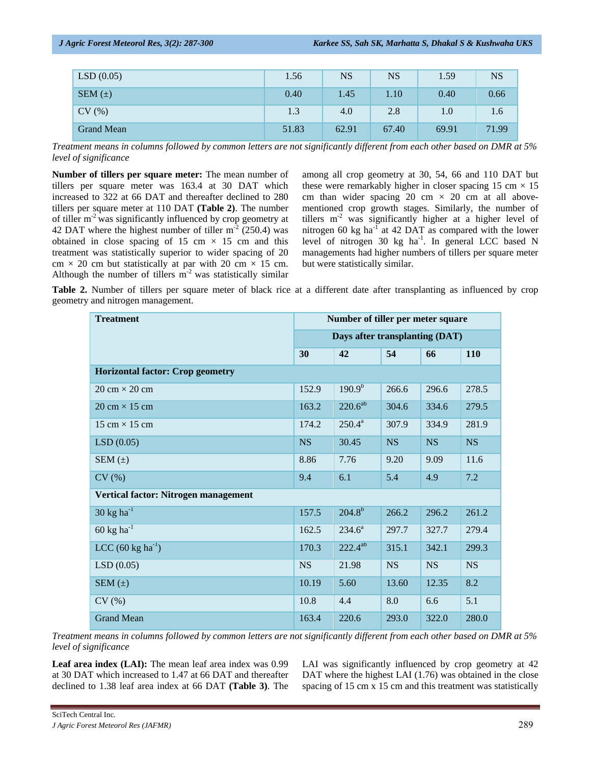| LSD (0.05) | 1.56 | NS | NS | 1.59 | NS |
|---|---|---|---|---|---|
| SEM (±) | 0.40 | 1.45 | 1.10 | 0.40 | 0.66 |
| CV (%) | 1.3 | 4.0 | 2.8 | 1.0 | 1.6 |
| Grand Mean | 51.83 | 62.91 | 67.40 | 69.91 | 71.99 |

*Treatment means in columns followed by common letters are not significantly different from each other based on DMR at 5% level of significance*

**Number of tillers per square meter:** The mean number of tillers per square meter was 163.4 at 30 DAT which increased to 322 at 66 DAT and thereafter declined to 280 tillers per square meter at 110 DAT **(Table 2)**. The number of tiller $m^{-2}$ was significantly influenced by crop geometry at 42 DAT where the highest number of tiller $m^{-2}$ (250.4) was obtained in close spacing of 15 cm × 15 cm and this treatment was statistically superior to wider spacing of 20 cm × 20 cm but statistically at par with 20 cm × 15 cm. Although the number of tillers $m^{-2}$ was statistically similar among all crop geometry at 30, 54, 66 and 110 DAT but these were remarkably higher in closer spacing 15 cm × 15 cm than wider spacing 20 cm × 20 cm at all above-mentioned crop growth stages. Similarly, the number of tillers $m^{-2}$ was significantly higher at a higher level of nitrogen 60 kg $ha^{-1}$ at 42 DAT as compared with the lower level of nitrogen 30 kg $ha^{-1}$. In general LCC based N managements had higher numbers of tillers per square meter but were statistically similar.

**Table 2.** Number of tillers per square meter of black rice at a different date after transplanting as influenced by crop geometry and nitrogen management.

| Treatment | Number of tiller per meter square | | | | |
|---|---|---|---|---|---|
| | Days after transplanting (DAT) | | | | |
| | **30** | **42** | **54** | **66** | **110** |
| **Horizontal factor: Crop geometry** | | | | | |
| 20 cm × 20 cm | 152.9 | 190.9[b] | 266.6 | 296.6 | 278.5 |
| 20 cm × 15 cm | 163.2 | 220.6[ab] | 304.6 | 334.6 | 279.5 |
| 15 cm × 15 cm | 174.2 | 250.4[a] | 307.9 | 334.9 | 281.9 |
| LSD (0.05) | NS | 30.45 | NS | NS | NS |
| SEM (±) | 8.86 | 7.76 | 9.20 | 9.09 | 11.6 |
| CV (%) | 9.4 | 6.1 | 5.4 | 4.9 | 7.2 |
| **Vertical factor: Nitrogen management** | | | | | |
| 30 kg $ha^{-1}$ | 157.5 | 204.8[b] | 266.2 | 296.2 | 261.2 |
| 60 kg $ha^{-1}$ | 162.5 | 234.6[a] | 297.7 | 327.7 | 279.4 |
| LCC (60 kg $ha^{-1}$) | 170.3 | 222.4[ab] | 315.1 | 342.1 | 299.3 |
| LSD (0.05) | NS | 21.98 | NS | NS | NS |
| SEM (±) | 10.19 | 5.60 | 13.60 | 12.35 | 8.2 |
| CV (%) | 10.8 | 4.4 | 8.0 | 6.6 | 5.1 |
| Grand Mean | 163.4 | 220.6 | 293.0 | 322.0 | 280.0 |

*Treatment means in columns followed by common letters are not significantly different from each other based on DMR at 5% level of significance*

**Leaf area index (LAI):** The mean leaf area index was 0.99 at 30 DAT which increased to 1.47 at 66 DAT and thereafter declined to 1.38 leaf area index at 66 DAT **(Table 3)**. The LAI was significantly influenced by crop geometry at 42 DAT where the highest LAI (1.76) was obtained in the close spacing of 15 cm x 15 cm and this treatment was statistically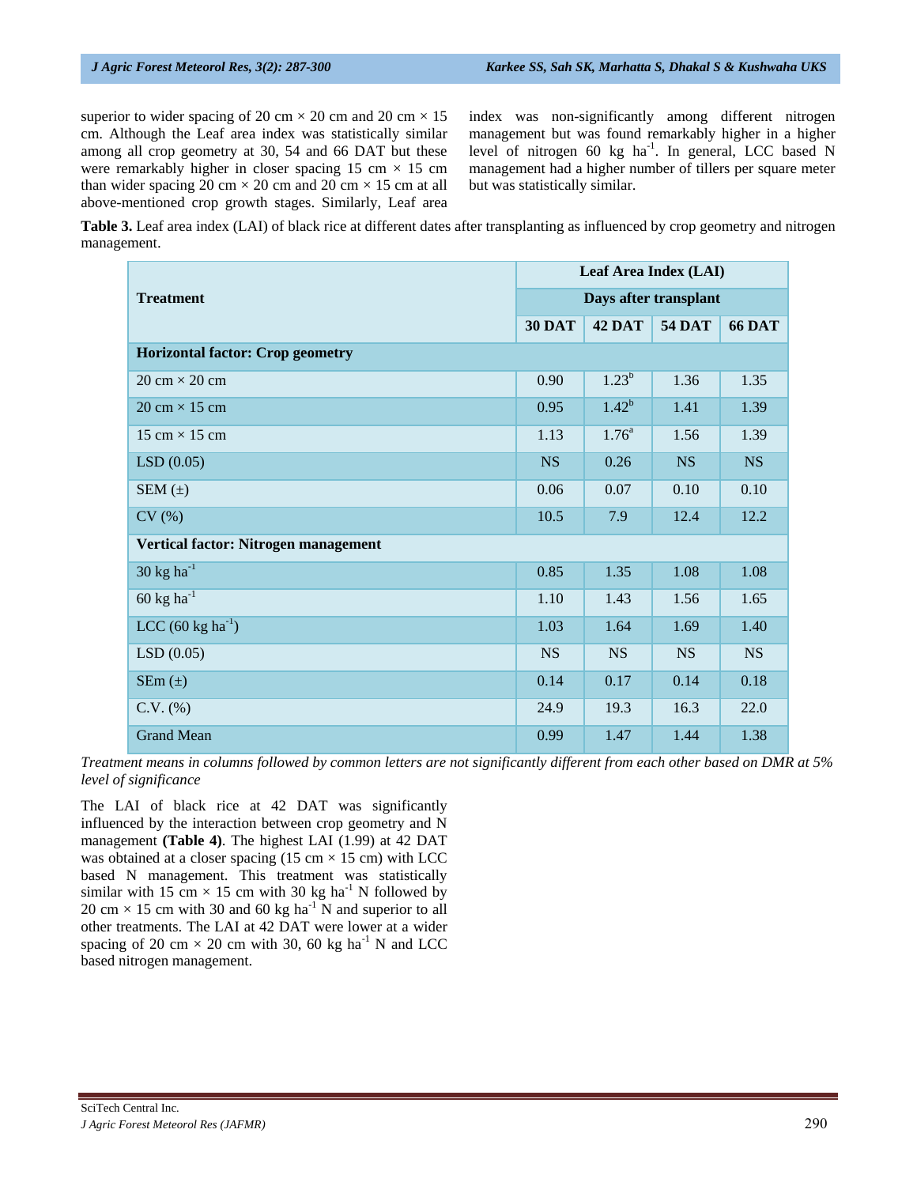superior to wider spacing of 20 cm × 20 cm and 20 cm × 15 cm. Although the Leaf area index was statistically similar among all crop geometry at 30, 54 and 66 DAT but these were remarkably higher in closer spacing 15 cm × 15 cm than wider spacing 20 cm × 20 cm and 20 cm × 15 cm at all above-mentioned crop growth stages. Similarly, Leaf area index was non-significantly among different nitrogen management but was found remarkably higher in a higher level of nitrogen 60 kg ha$^{-1}$. In general, LCC based N management had a higher number of tillers per square meter but was statistically similar.

**Table 3.** Leaf area index (LAI) of black rice at different dates after transplanting as influenced by crop geometry and nitrogen management.

| Treatment | Leaf Area Index (LAI) | | | |
|---|---|---|---|---|
| | Days after transplant | | | |
| | **30 DAT** | **42 DAT** | **54 DAT** | **66 DAT** |
| **Horizontal factor: Crop geometry** | | | | |
| 20 cm × 20 cm | 0.90 | 1.23$^{b}$ | 1.36 | 1.35 |
| 20 cm × 15 cm | 0.95 | 1.42$^{b}$ | 1.41 | 1.39 |
| 15 cm × 15 cm | 1.13 | 1.76$^{a}$ | 1.56 | 1.39 |
| LSD (0.05) | NS | 0.26 | NS | NS |
| SEM (±) | 0.06 | 0.07 | 0.10 | 0.10 |
| CV (%) | 10.5 | 7.9 | 12.4 | 12.2 |
| **Vertical factor: Nitrogen management** | | | | |
| 30 kg ha$^{-1}$ | 0.85 | 1.35 | 1.08 | 1.08 |
| 60 kg ha$^{-1}$ | 1.10 | 1.43 | 1.56 | 1.65 |
| LCC (60 kg ha$^{-1}$) | 1.03 | 1.64 | 1.69 | 1.40 |
| LSD (0.05) | NS | NS | NS | NS |
| SEm (±) | 0.14 | 0.17 | 0.14 | 0.18 |
| C.V. (%) | 24.9 | 19.3 | 16.3 | 22.0 |
| Grand Mean | 0.99 | 1.47 | 1.44 | 1.38 |

*Treatment means in columns followed by common letters are not significantly different from each other based on DMR at 5% level of significance*

The LAI of black rice at 42 DAT was significantly influenced by the interaction between crop geometry and N management **(Table 4)**. The highest LAI (1.99) at 42 DAT was obtained at a closer spacing (15 cm × 15 cm) with LCC based N management. This treatment was statistically similar with 15 cm × 15 cm with 30 kg ha$^{-1}$ N followed by 20 cm × 15 cm with 30 and 60 kg ha$^{-1}$ N and superior to all other treatments. The LAI at 42 DAT were lower at a wider spacing of 20 cm × 20 cm with 30, 60 kg ha$^{-1}$ N and LCC based nitrogen management.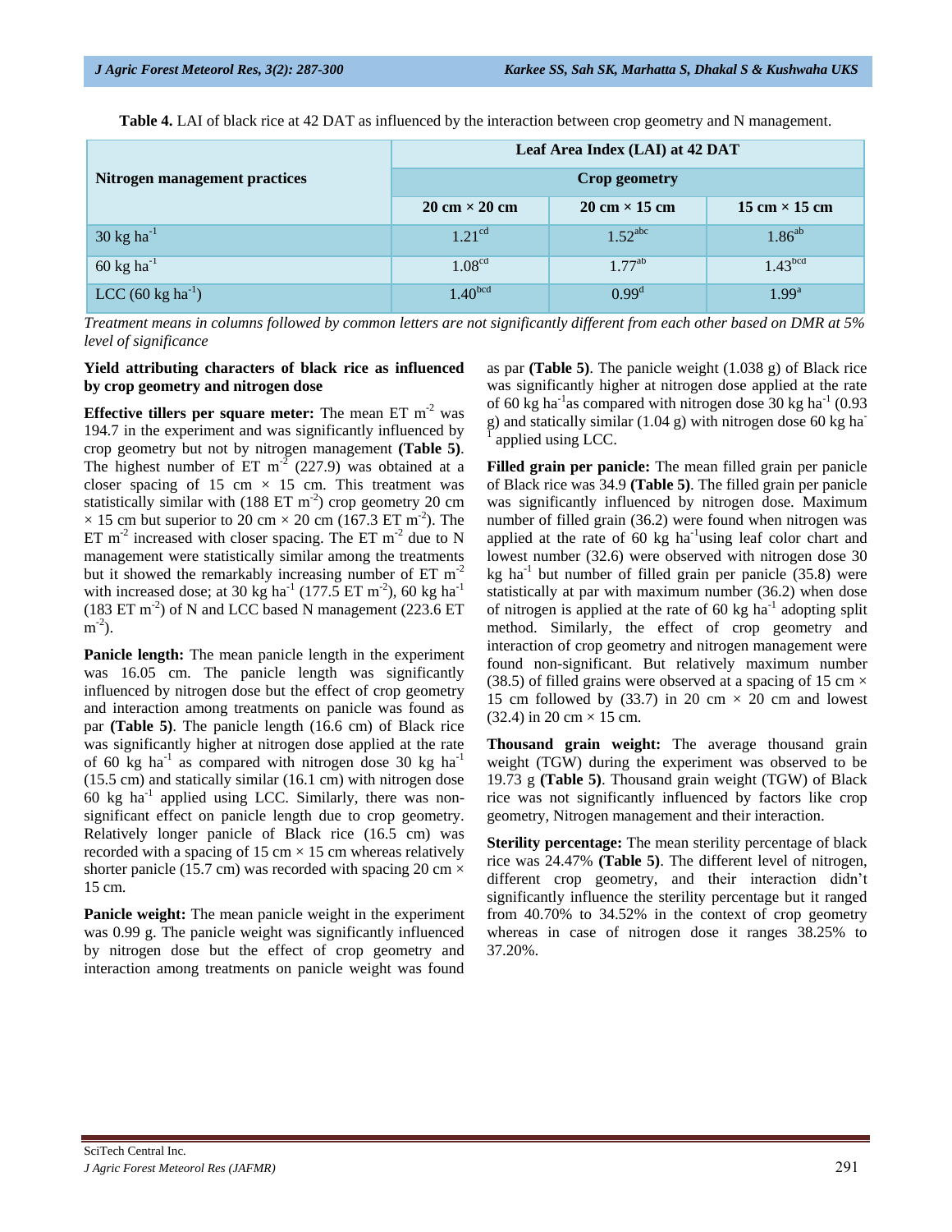**Table 4.** LAI of black rice at 42 DAT as influenced by the interaction between crop geometry and N management.

| Nitrogen management practices | Leaf Area Index (LAI) at 42 DAT | | |
|---|---|---|---|
| | Crop geometry | | |
| | 20 cm × 20 cm | 20 cm × 15 cm | 15 cm × 15 cm |
| 30 kg ha$^{-1}$ | 1.21$^{cd}$ | 1.52$^{abc}$ | 1.86$^{ab}$ |
| 60 kg ha$^{-1}$ | 1.08$^{cd}$ | 1.77$^{ab}$ | 1.43$^{bcd}$ |
| LCC (60 kg ha$^{-1}$) | 1.40$^{bcd}$ | 0.99$^{d}$ | 1.99$^{a}$ |

*Treatment means in columns followed by common letters are not significantly different from each other based on DMR at 5% level of significance*

**Yield attributing characters of black rice as influenced by crop geometry and nitrogen dose**

**Effective tillers per square meter:** The mean ET m$^{-2}$ was 194.7 in the experiment and was significantly influenced by crop geometry but not by nitrogen management **(Table 5)**. The highest number of ET m$^{-2}$ (227.9) was obtained at a closer spacing of 15 cm × 15 cm. This treatment was statistically similar with (188 ET m$^{-2}$) crop geometry 20 cm × 15 cm but superior to 20 cm × 20 cm (167.3 ET m$^{-2}$). The ET m$^{-2}$ increased with closer spacing. The ET m$^{-2}$ due to N management were statistically similar among the treatments but it showed the remarkably increasing number of ET m$^{-2}$ with increased dose; at 30 kg ha$^{-1}$ (177.5 ET m$^{-2}$), 60 kg ha$^{-1}$ (183 ET m$^{-2}$) of N and LCC based N management (223.6 ET m$^{-2}$).

**Panicle length:** The mean panicle length in the experiment was 16.05 cm. The panicle length was significantly influenced by nitrogen dose but the effect of crop geometry and interaction among treatments on panicle was found as par **(Table 5)**. The panicle length (16.6 cm) of Black rice was significantly higher at nitrogen dose applied at the rate of 60 kg ha$^{-1}$ as compared with nitrogen dose 30 kg ha$^{-1}$ (15.5 cm) and statically similar (16.1 cm) with nitrogen dose 60 kg ha$^{-1}$ applied using LCC. Similarly, there was non-significant effect on panicle length due to crop geometry. Relatively longer panicle of Black rice (16.5 cm) was recorded with a spacing of 15 cm × 15 cm whereas relatively shorter panicle (15.7 cm) was recorded with spacing 20 cm × 15 cm.

**Panicle weight:** The mean panicle weight in the experiment was 0.99 g. The panicle weight was significantly influenced by nitrogen dose but the effect of crop geometry and interaction among treatments on panicle weight was found as par **(Table 5)**. The panicle weight (1.038 g) of Black rice was significantly higher at nitrogen dose applied at the rate of 60 kg ha$^{-1}$as compared with nitrogen dose 30 kg ha$^{-1}$ (0.93 g) and statically similar (1.04 g) with nitrogen dose 60 kg ha$^{-1}$ applied using LCC.

**Filled grain per panicle:** The mean filled grain per panicle of Black rice was 34.9 **(Table 5)**. The filled grain per panicle was significantly influenced by nitrogen dose. Maximum number of filled grain (36.2) were found when nitrogen was applied at the rate of 60 kg ha$^{-1}$using leaf color chart and lowest number (32.6) were observed with nitrogen dose 30 kg ha$^{-1}$ but number of filled grain per panicle (35.8) were statistically at par with maximum number (36.2) when dose of nitrogen is applied at the rate of 60 kg ha$^{-1}$ adopting split method. Similarly, the effect of crop geometry and interaction of crop geometry and nitrogen management were found non-significant. But relatively maximum number (38.5) of filled grains were observed at a spacing of 15 cm × 15 cm followed by (33.7) in 20 cm × 20 cm and lowest (32.4) in 20 cm × 15 cm.

**Thousand grain weight:** The average thousand grain weight (TGW) during the experiment was observed to be 19.73 g **(Table 5)**. Thousand grain weight (TGW) of Black rice was not significantly influenced by factors like crop geometry, Nitrogen management and their interaction.

**Sterility percentage:** The mean sterility percentage of black rice was 24.47% **(Table 5)**. The different level of nitrogen, different crop geometry, and their interaction didn't significantly influence the sterility percentage but it ranged from 40.70% to 34.52% in the context of crop geometry whereas in case of nitrogen dose it ranges 38.25% to 37.20%.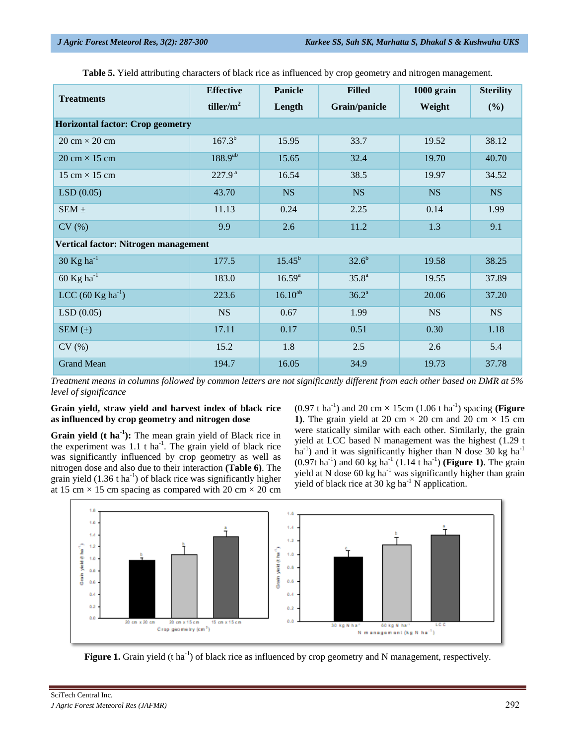**Table 5.** Yield attributing characters of black rice as influenced by crop geometry and nitrogen management.

| Treatments | Effective tiller/m$^2$ | Panicle Length | Filled Grain/panicle | 1000 grain Weight | Sterility (%) |
|---|---|---|---|---|---|
| **Horizontal factor: Crop geometry** | | | | | |
| 20 cm × 20 cm | 167.3$^{b}$ | 15.95 | 33.7 | 19.52 | 38.12 |
| 20 cm × 15 cm | 188.9$^{ab}$ | 15.65 | 32.4 | 19.70 | 40.70 |
| 15 cm × 15 cm | 227.9$^{a}$ | 16.54 | 38.5 | 19.97 | 34.52 |
| LSD (0.05) | 43.70 | NS | NS | NS | NS |
| SEM ± | 11.13 | 0.24 | 2.25 | 0.14 | 1.99 |
| CV (%) | 9.9 | 2.6 | 11.2 | 1.3 | 9.1 |
| **Vertical factor: Nitrogen management** | | | | | |
| 30 Kg ha$^{-1}$ | 177.5 | 15.45$^{b}$ | 32.6$^{b}$ | 19.58 | 38.25 |
| 60 Kg ha$^{-1}$ | 183.0 | 16.59$^{a}$ | 35.8$^{a}$ | 19.55 | 37.89 |
| LCC (60 Kg ha$^{-1}$) | 223.6 | 16.10$^{ab}$ | 36.2$^{a}$ | 20.06 | 37.20 |
| LSD (0.05) | NS | 0.67 | 1.99 | NS | NS |
| SEM (±) | 17.11 | 0.17 | 0.51 | 0.30 | 1.18 |
| CV (%) | 15.2 | 1.8 | 2.5 | 2.6 | 5.4 |
| Grand Mean | 194.7 | 16.05 | 34.9 | 19.73 | 37.78 |

*Treatment means in columns followed by common letters are not significantly different from each other based on DMR at 5% level of significance*

**Grain yield, straw yield and harvest index of black rice as influenced by crop geometry and nitrogen dose**

**Grain yield (t ha$^{-1}$):** The mean grain yield of Black rice in the experiment was 1.1 t ha$^{-1}$. The grain yield of black rice was significantly influenced by crop geometry as well as nitrogen dose and also due to their interaction **(Table 6)**. The grain yield (1.36 t ha$^{-1}$) of black rice was significantly higher at 15 cm × 15 cm spacing as compared with 20 cm × 20 cm (0.97 t ha$^{-1}$) and 20 cm × 15cm (1.06 t ha$^{-1}$) spacing **(Figure 1)**. The grain yield at 20 cm × 20 cm and 20 cm × 15 cm were statically similar with each other. Similarly, the grain yield at LCC based N management was the highest (1.29 t ha$^{-1}$) and it was significantly higher than N dose 30 kg ha$^{-1}$ (0.97t ha$^{-1}$) and 60 kg ha$^{-1}$ (1.14 t ha$^{-1}$) **(Figure 1)**. The grain yield at N dose 60 kg ha$^{-1}$ was significantly higher than grain yield of black rice at 30 kg ha$^{-1}$ N application.

**Figure 1.** Grain yield (t ha$^{-1}$) of black rice as influenced by crop geometry and N management, respectively.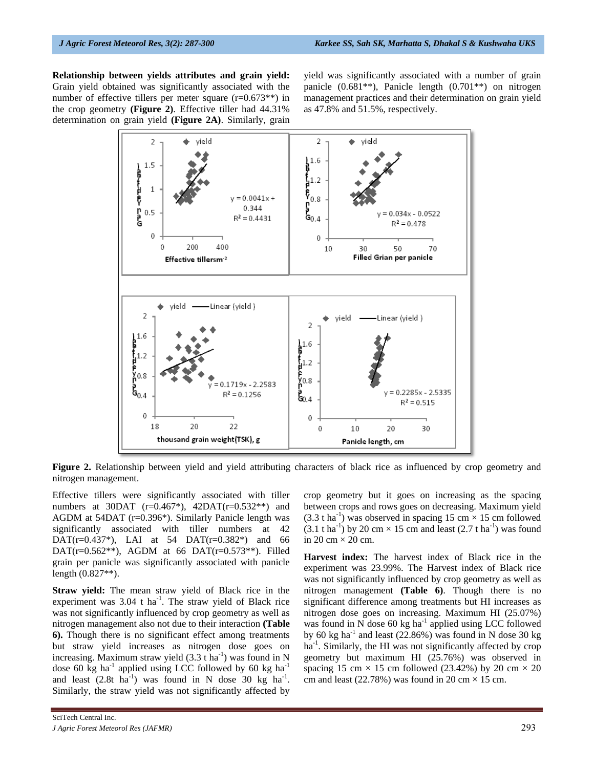**Relationship between yields attributes and grain yield:** Grain yield obtained was significantly associated with the number of effective tillers per meter square (r=0.673**) in the crop geometry **(Figure 2)**. Effective tiller had 44.31% determination on grain yield **(Figure 2A)**. Similarly, grain yield was significantly associated with a number of grain panicle (0.681**), Panicle length (0.701**) on nitrogen management practices and their determination on grain yield as 47.8% and 51.5%, respectively.

**Figure 2.** Relationship between yield and yield attributing characters of black rice as influenced by crop geometry and nitrogen management.

Effective tillers were significantly associated with tiller numbers at 30DAT (r=0.467*), 42DAT(r=0.532**) and AGDM at 54DAT (r=0.396*). Similarly Panicle length was significantly associated with tiller numbers at 42 DAT(r=0.437*), LAI at 54 DAT(r=0.382*) and 66 DAT(r=0.562**), AGDM at 66 DAT(r=0.573**). Filled grain per panicle was significantly associated with panicle length (0.827**).

**Straw yield:** The mean straw yield of Black rice in the experiment was 3.04 t $ha^{-1}$. The straw yield of Black rice was not significantly influenced by crop geometry as well as nitrogen management also not due to their interaction **(Table 6).** Though there is no significant effect among treatments but straw yield increases as nitrogen dose goes on increasing. Maximum straw yield (3.3 t $ha^{-1}$) was found in N dose 60 kg $ha^{-1}$ applied using LCC followed by 60 kg $ha^{-1}$ and least (2.8t $ha^{-1}$) was found in N dose 30 kg $ha^{-1}$. Similarly, the straw yield was not significantly affected by crop geometry but it goes on increasing as the spacing between crops and rows goes on decreasing. Maximum yield (3.3 t $ha^{-1}$) was observed in spacing 15 cm × 15 cm followed (3.1 t $ha^{-1}$) by 20 cm × 15 cm and least (2.7 t $ha^{-1}$) was found in 20 cm × 20 cm.

**Harvest index:** The harvest index of Black rice in the experiment was 23.99%. The Harvest index of Black rice was not significantly influenced by crop geometry as well as nitrogen management **(Table 6)**. Though there is no significant difference among treatments but HI increases as nitrogen dose goes on increasing. Maximum HI (25.07%) was found in N dose 60 kg $ha^{-1}$ applied using LCC followed by 60 kg $ha^{-1}$ and least (22.86%) was found in N dose 30 kg $ha^{-1}$. Similarly, the HI was not significantly affected by crop geometry but maximum HI (25.76%) was observed in spacing 15 cm × 15 cm followed (23.42%) by 20 cm × 20 cm and least (22.78%) was found in 20 cm × 15 cm.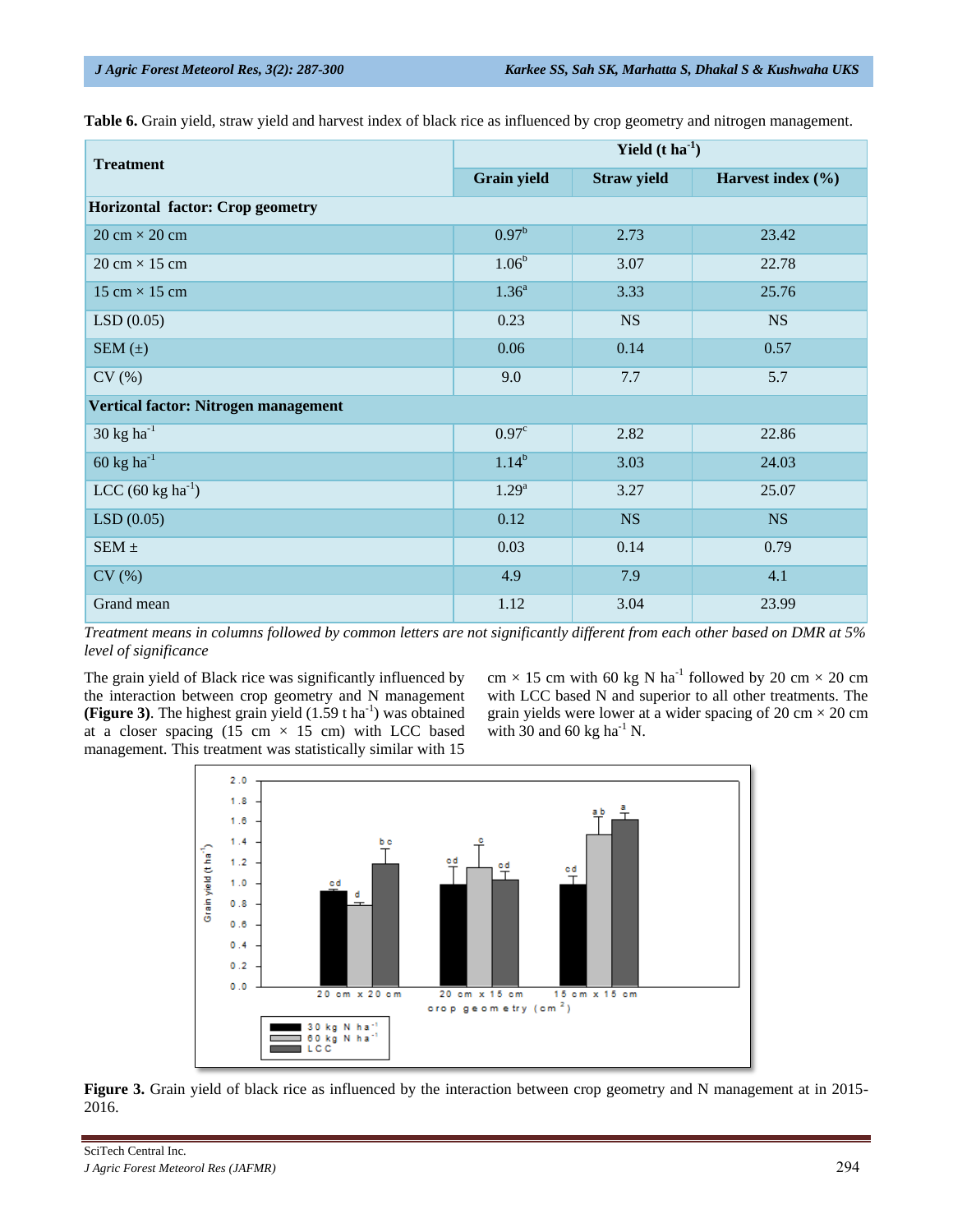**Table 6.** Grain yield, straw yield and harvest index of black rice as influenced by crop geometry and nitrogen management.

| Treatment | Yield (t ha$^{-1}$) | | |
|---|---|---|---|
| | Grain yield | Straw yield | Harvest index (%) |
| **Horizontal factor: Crop geometry** | | | |
| 20 cm × 20 cm | 0.97$^{b}$ | 2.73 | 23.42 |
| 20 cm × 15 cm | 1.06$^{b}$ | 3.07 | 22.78 |
| 15 cm × 15 cm | 1.36$^{a}$ | 3.33 | 25.76 |
| LSD (0.05) | 0.23 | NS | NS |
| SEM (±) | 0.06 | 0.14 | 0.57 |
| CV (%) | 9.0 | 7.7 | 5.7 |
| **Vertical factor: Nitrogen management** | | | |
| 30 kg ha$^{-1}$ | 0.97$^{c}$ | 2.82 | 22.86 |
| 60 kg ha$^{-1}$ | 1.14$^{b}$ | 3.03 | 24.03 |
| LCC (60 kg ha$^{-1}$) | 1.29$^{a}$ | 3.27 | 25.07 |
| LSD (0.05) | 0.12 | NS | NS |
| SEM ± | 0.03 | 0.14 | 0.79 |
| CV (%) | 4.9 | 7.9 | 4.1 |
| Grand mean | 1.12 | 3.04 | 23.99 |

*Treatment means in columns followed by common letters are not significantly different from each other based on DMR at 5% level of significance*

The grain yield of Black rice was significantly influenced by the interaction between crop geometry and N management **(Figure 3)**. The highest grain yield (1.59 t ha$^{-1}$) was obtained at a closer spacing (15 cm × 15 cm) with LCC based management. This treatment was statistically similar with 15 cm × 15 cm with 60 kg N ha$^{-1}$ followed by 20 cm × 20 cm with LCC based N and superior to all other treatments. The grain yields were lower at a wider spacing of 20 cm × 20 cm with 30 and 60 kg ha$^{-1}$ N.

**Figure 3.** Grain yield of black rice as influenced by the interaction between crop geometry and N management at in 2015-2016.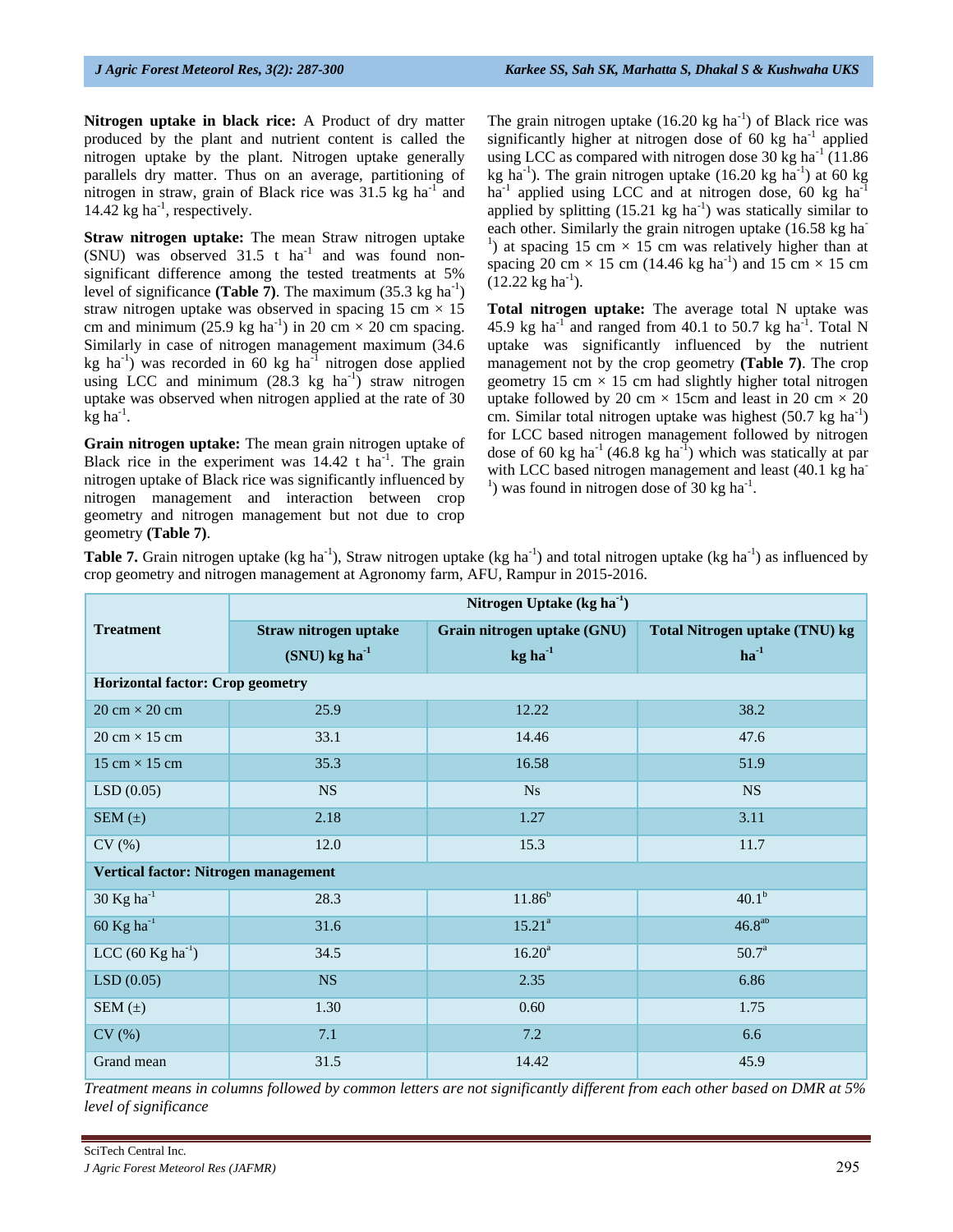**Nitrogen uptake in black rice:** A Product of dry matter produced by the plant and nutrient content is called the nitrogen uptake by the plant. Nitrogen uptake generally parallels dry matter. Thus on an average, partitioning of nitrogen in straw, grain of Black rice was 31.5 kg ha$^{-1}$ and 14.42 kg ha$^{-1}$, respectively.

**Straw nitrogen uptake:** The mean Straw nitrogen uptake (SNU) was observed 31.5 t ha$^{-1}$ and was found non-significant difference among the tested treatments at 5% level of significance **(Table 7)**. The maximum (35.3 kg ha$^{-1}$) straw nitrogen uptake was observed in spacing 15 cm × 15 cm and minimum (25.9 kg ha$^{-1}$) in 20 cm × 20 cm spacing. Similarly in case of nitrogen management maximum (34.6 kg ha$^{-1}$) was recorded in 60 kg ha$^{-1}$ nitrogen dose applied using LCC and minimum (28.3 kg ha$^{-1}$) straw nitrogen uptake was observed when nitrogen applied at the rate of 30 kg ha$^{-1}$.

**Grain nitrogen uptake:** The mean grain nitrogen uptake of Black rice in the experiment was 14.42 t ha$^{-1}$. The grain nitrogen uptake of Black rice was significantly influenced by nitrogen management and interaction between crop geometry and nitrogen management but not due to crop geometry **(Table 7)**.

The grain nitrogen uptake (16.20 kg ha$^{-1}$) of Black rice was significantly higher at nitrogen dose of 60 kg ha$^{-1}$ applied using LCC as compared with nitrogen dose 30 kg ha$^{-1}$ (11.86 kg ha$^{-1}$). The grain nitrogen uptake (16.20 kg ha$^{-1}$) at 60 kg ha$^{-1}$ applied using LCC and at nitrogen dose, 60 kg ha$^{-1}$ applied by splitting (15.21 kg ha$^{-1}$) was statically similar to each other. Similarly the grain nitrogen uptake (16.58 kg ha$^{-1}$) at spacing 15 cm × 15 cm was relatively higher than at spacing 20 cm × 15 cm (14.46 kg ha$^{-1}$) and 15 cm × 15 cm (12.22 kg ha$^{-1}$).

**Total nitrogen uptake:** The average total N uptake was 45.9 kg ha$^{-1}$ and ranged from 40.1 to 50.7 kg ha$^{-1}$. Total N uptake was significantly influenced by the nutrient management not by the crop geometry **(Table 7)**. The crop geometry 15 cm × 15 cm had slightly higher total nitrogen uptake followed by 20 cm × 15cm and least in 20 cm × 20 cm. Similar total nitrogen uptake was highest (50.7 kg ha$^{-1}$) for LCC based nitrogen management followed by nitrogen dose of 60 kg ha$^{-1}$ (46.8 kg ha$^{-1}$) which was statically at par with LCC based nitrogen management and least (40.1 kg ha$^{-1}$) was found in nitrogen dose of 30 kg ha$^{-1}$.

**Table 7.** Grain nitrogen uptake (kg ha$^{-1}$), Straw nitrogen uptake (kg ha$^{-1}$) and total nitrogen uptake (kg ha$^{-1}$) as influenced by crop geometry and nitrogen management at Agronomy farm, AFU, Rampur in 2015-2016.

| Treatment | Nitrogen Uptake (kg ha$^{-1}$) | | |
|---|---|---|---|
| | Straw nitrogen uptake (SNU) kg ha$^{-1}$ | Grain nitrogen uptake (GNU) kg ha$^{-1}$ | Total Nitrogen uptake (TNU) kg ha$^{-1}$ |
| **Horizontal factor: Crop geometry** | | | |
| 20 cm × 20 cm | 25.9 | 12.22 | 38.2 |
| 20 cm × 15 cm | 33.1 | 14.46 | 47.6 |
| 15 cm × 15 cm | 35.3 | 16.58 | 51.9 |
| LSD (0.05) | NS | Ns | NS |
| SEM (±) | 2.18 | 1.27 | 3.11 |
| CV (%) | 12.0 | 15.3 | 11.7 |
| **Vertical factor: Nitrogen management** | | | |
| 30 Kg ha$^{-1}$ | 28.3 | 11.86$^{b}$ | 40.1$^{b}$ |
| 60 Kg ha$^{-1}$ | 31.6 | 15.21$^{a}$ | 46.8$^{ab}$ |
| LCC (60 Kg ha$^{-1}$) | 34.5 | 16.20$^{a}$ | 50.7$^{a}$ |
| LSD (0.05) | NS | 2.35 | 6.86 |
| SEM (±) | 1.30 | 0.60 | 1.75 |
| CV (%) | 7.1 | 7.2 | 6.6 |
| Grand mean | 31.5 | 14.42 | 45.9 |

*Treatment means in columns followed by common letters are not significantly different from each other based on DMR at 5% level of significance*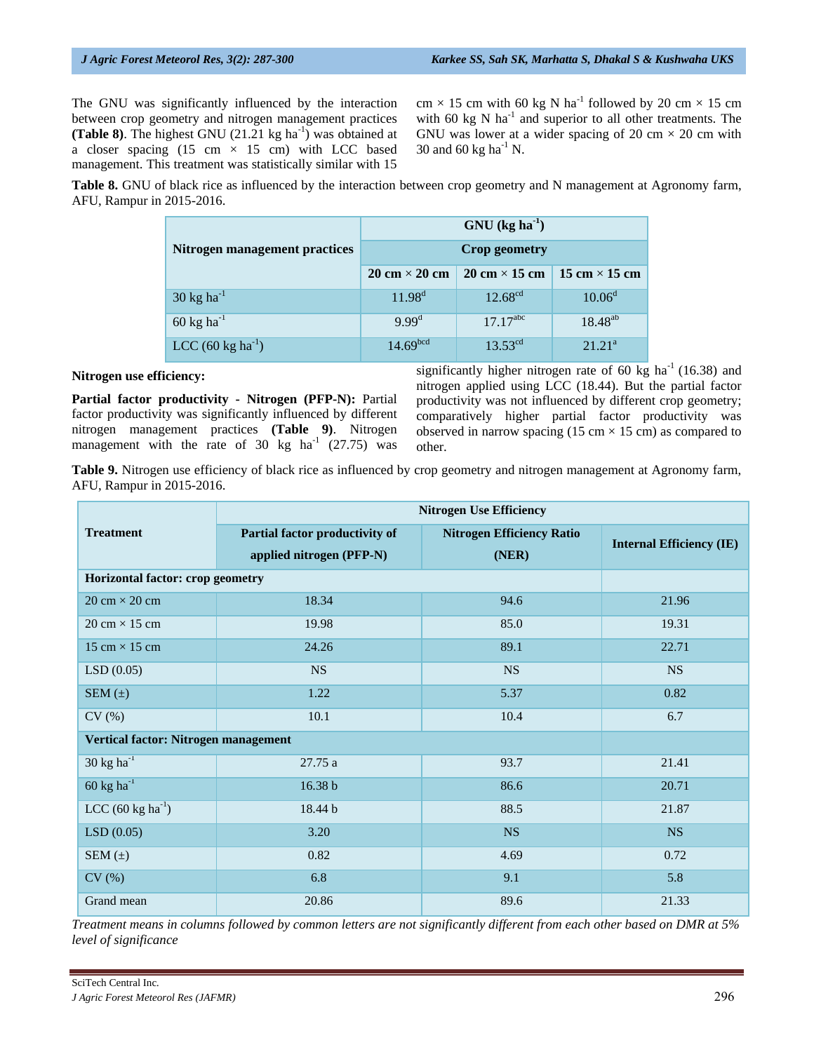The GNU was significantly influenced by the interaction between crop geometry and nitrogen management practices **(Table 8)**. The highest GNU (21.21 kg $ha^{-1}$) was obtained at a closer spacing (15 cm × 15 cm) with LCC based management. This treatment was statistically similar with 15 cm × 15 cm with 60 kg N $ha^{-1}$ followed by 20 cm × 15 cm with 60 kg N $ha^{-1}$ and superior to all other treatments. The GNU was lower at a wider spacing of 20 cm × 20 cm with 30 and 60 kg $ha^{-1}$ N.

**Table 8.** GNU of black rice as influenced by the interaction between crop geometry and N management at Agronomy farm, AFU, Rampur in 2015-2016.

| Nitrogen management practices | GNU (kg $ha^{-1}$) | | |
|---|---|---|---|
| | Crop geometry | | |
| | 20 cm × 20 cm | 20 cm × 15 cm | 15 cm × 15 cm |
| 30 kg $ha^{-1}$ | $11.98^{d}$ | $12.68^{cd}$ | $10.06^{d}$ |
| 60 kg $ha^{-1}$ | $9.99^{d}$ | $17.17^{abc}$ | $18.48^{ab}$ |
| LCC (60 kg $ha^{-1}$) | $14.69^{bcd}$ | $13.53^{cd}$ | $21.21^{a}$ |

**Nitrogen use efficiency:**

**Partial factor productivity - Nitrogen (PFP-N):** Partial factor productivity was significantly influenced by different nitrogen management practices **(Table 9)**. Nitrogen management with the rate of 30 kg $ha^{-1}$ (27.75) was significantly higher nitrogen rate of 60 kg $ha^{-1}$ (16.38) and nitrogen applied using LCC (18.44). But the partial factor productivity was not influenced by different crop geometry; comparatively higher partial factor productivity was observed in narrow spacing (15 cm × 15 cm) as compared to other.

**Table 9.** Nitrogen use efficiency of black rice as influenced by crop geometry and nitrogen management at Agronomy farm, AFU, Rampur in 2015-2016.

| Treatment | Nitrogen Use Efficiency | | |
|---|---|---|---|
| | Partial factor productivity of applied nitrogen (PFP-N) | Nitrogen Efficiency Ratio (NER) | Internal Efficiency (IE) |
| **Horizontal factor: crop geometry** | | | |
| 20 cm × 20 cm | 18.34 | 94.6 | 21.96 |
| 20 cm × 15 cm | 19.98 | 85.0 | 19.31 |
| 15 cm × 15 cm | 24.26 | 89.1 | 22.71 |
| LSD (0.05) | NS | NS | NS |
| SEM (±) | 1.22 | 5.37 | 0.82 |
| CV (%) | 10.1 | 10.4 | 6.7 |
| **Vertical factor: Nitrogen management** | | | |
| 30 kg $ha^{-1}$ | 27.75 a | 93.7 | 21.41 |
| 60 kg $ha^{-1}$ | 16.38 b | 86.6 | 20.71 |
| LCC (60 kg $ha^{-1}$) | 18.44 b | 88.5 | 21.87 |
| LSD (0.05) | 3.20 | NS | NS |
| SEM (±) | 0.82 | 4.69 | 0.72 |
| CV (%) | 6.8 | 9.1 | 5.8 |
| Grand mean | 20.86 | 89.6 | 21.33 |

*Treatment means in columns followed by common letters are not significantly different from each other based on DMR at 5% level of significance*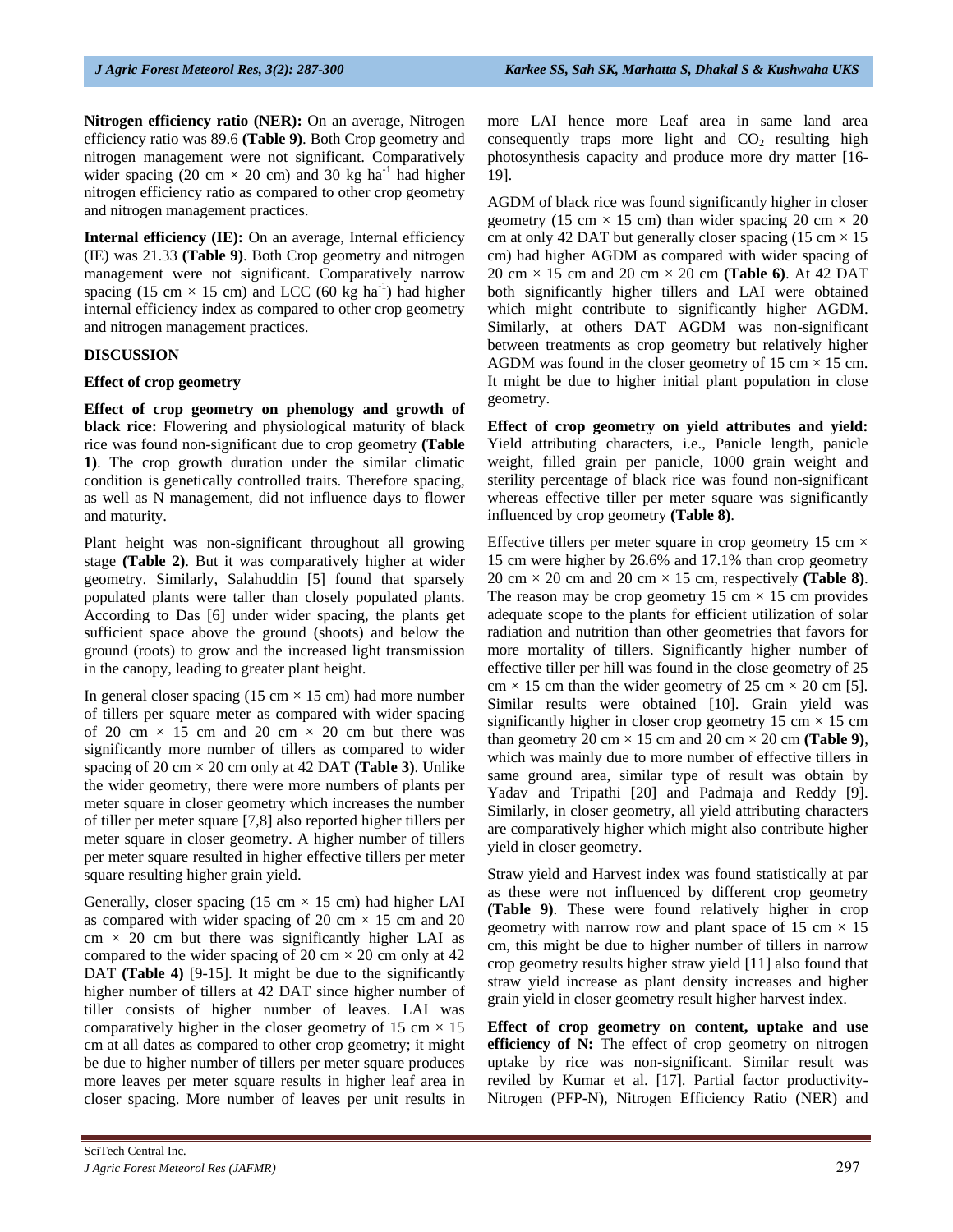**Nitrogen efficiency ratio (NER):** On an average, Nitrogen efficiency ratio was 89.6 **(Table 9)**. Both Crop geometry and nitrogen management were not significant. Comparatively wider spacing (20 cm × 20 cm) and 30 kg ha$^{-1}$ had higher nitrogen efficiency ratio as compared to other crop geometry and nitrogen management practices.

**Internal efficiency (IE):** On an average, Internal efficiency (IE) was 21.33 **(Table 9)**. Both Crop geometry and nitrogen management were not significant. Comparatively narrow spacing (15 cm × 15 cm) and LCC (60 kg ha$^{-1}$) had higher internal efficiency index as compared to other crop geometry and nitrogen management practices.

## DISCUSSION

### Effect of crop geometry

**Effect of crop geometry on phenology and growth of black rice:** Flowering and physiological maturity of black rice was found non-significant due to crop geometry **(Table 1)**. The crop growth duration under the similar climatic condition is genetically controlled traits. Therefore spacing, as well as N management, did not influence days to flower and maturity.

Plant height was non-significant throughout all growing stage **(Table 2)**. But it was comparatively higher at wider geometry. Similarly, Salahuddin [5] found that sparsely populated plants were taller than closely populated plants. According to Das [6] under wider spacing, the plants get sufficient space above the ground (shoots) and below the ground (roots) to grow and the increased light transmission in the canopy, leading to greater plant height.

In general closer spacing (15 cm × 15 cm) had more number of tillers per square meter as compared with wider spacing of 20 cm × 15 cm and 20 cm × 20 cm but there was significantly more number of tillers as compared to wider spacing of 20 cm × 20 cm only at 42 DAT **(Table 3)**. Unlike the wider geometry, there were more numbers of plants per meter square in closer geometry which increases the number of tiller per meter square [7,8] also reported higher tillers per meter square in closer geometry. A higher number of tillers per meter square resulted in higher effective tillers per meter square resulting higher grain yield.

Generally, closer spacing (15 cm × 15 cm) had higher LAI as compared with wider spacing of 20 cm × 15 cm and 20 cm × 20 cm but there was significantly higher LAI as compared to the wider spacing of 20 cm × 20 cm only at 42 DAT **(Table 4)** [9-15]. It might be due to the significantly higher number of tillers at 42 DAT since higher number of tiller consists of higher number of leaves. LAI was comparatively higher in the closer geometry of 15 cm × 15 cm at all dates as compared to other crop geometry; it might be due to higher number of tillers per meter square produces more leaves per meter square results in higher leaf area in closer spacing. More number of leaves per unit results in more LAI hence more Leaf area in same land area consequently traps more light and $CO_2$ resulting high photosynthesis capacity and produce more dry matter [16-19].

AGDM of black rice was found significantly higher in closer geometry (15 cm × 15 cm) than wider spacing 20 cm × 20 cm at only 42 DAT but generally closer spacing (15 cm × 15 cm) had higher AGDM as compared with wider spacing of 20 cm × 15 cm and 20 cm × 20 cm **(Table 6)**. At 42 DAT both significantly higher tillers and LAI were obtained which might contribute to significantly higher AGDM. Similarly, at others DAT AGDM was non-significant between treatments as crop geometry but relatively higher AGDM was found in the closer geometry of 15 cm × 15 cm. It might be due to higher initial plant population in close geometry.

**Effect of crop geometry on yield attributes and yield:** Yield attributing characters, i.e., Panicle length, panicle weight, filled grain per panicle, 1000 grain weight and sterility percentage of black rice was found non-significant whereas effective tiller per meter square was significantly influenced by crop geometry **(Table 8)**.

Effective tillers per meter square in crop geometry 15 cm × 15 cm were higher by 26.6% and 17.1% than crop geometry 20 cm × 20 cm and 20 cm × 15 cm, respectively **(Table 8)**. The reason may be crop geometry 15 cm × 15 cm provides adequate scope to the plants for efficient utilization of solar radiation and nutrition than other geometries that favors for more mortality of tillers. Significantly higher number of effective tiller per hill was found in the close geometry of 25 cm × 15 cm than the wider geometry of 25 cm × 20 cm [5]. Similar results were obtained [10]. Grain yield was significantly higher in closer crop geometry 15 cm × 15 cm than geometry 20 cm × 15 cm and 20 cm × 20 cm **(Table 9)**, which was mainly due to more number of effective tillers in same ground area, similar type of result was obtain by Yadav and Tripathi [20] and Padmaja and Reddy [9]. Similarly, in closer geometry, all yield attributing characters are comparatively higher which might also contribute higher yield in closer geometry.

Straw yield and Harvest index was found statistically at par as these were not influenced by different crop geometry **(Table 9)**. These were found relatively higher in crop geometry with narrow row and plant space of 15 cm × 15 cm, this might be due to higher number of tillers in narrow crop geometry results higher straw yield [11] also found that straw yield increase as plant density increases and higher grain yield in closer geometry result higher harvest index.

**Effect of crop geometry on content, uptake and use efficiency of N:** The effect of crop geometry on nitrogen uptake by rice was non-significant. Similar result was reviled by Kumar et al. [17]. Partial factor productivity-Nitrogen (PFP-N), Nitrogen Efficiency Ratio (NER) and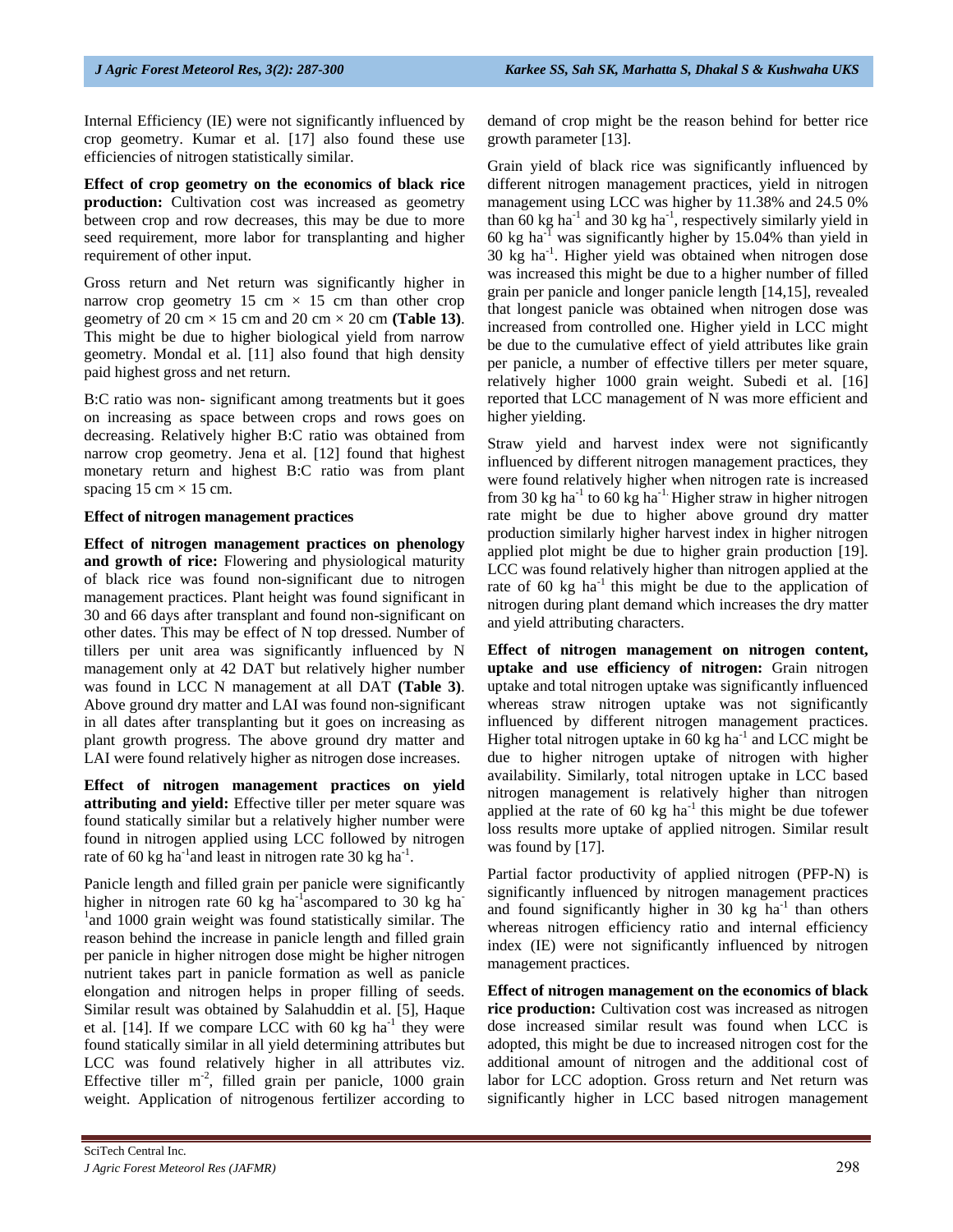Internal Efficiency (IE) were not significantly influenced by crop geometry. Kumar et al. [17] also found these use efficiencies of nitrogen statistically similar.

**Effect of crop geometry on the economics of black rice production:** Cultivation cost was increased as geometry between crop and row decreases, this may be due to more seed requirement, more labor for transplanting and higher requirement of other input.

Gross return and Net return was significantly higher in narrow crop geometry 15 cm × 15 cm than other crop geometry of 20 cm × 15 cm and 20 cm × 20 cm **(Table 13)**. This might be due to higher biological yield from narrow geometry. Mondal et al. [11] also found that high density paid highest gross and net return.

B:C ratio was non- significant among treatments but it goes on increasing as space between crops and rows goes on decreasing. Relatively higher B:C ratio was obtained from narrow crop geometry. Jena et al. [12] found that highest monetary return and highest B:C ratio was from plant spacing 15 cm × 15 cm.

**Effect of nitrogen management practices**

**Effect of nitrogen management practices on phenology and growth of rice:** Flowering and physiological maturity of black rice was found non-significant due to nitrogen management practices. Plant height was found significant in 30 and 66 days after transplant and found non-significant on other dates. This may be effect of N top dressed. Number of tillers per unit area was significantly influenced by N management only at 42 DAT but relatively higher number was found in LCC N management at all DAT **(Table 3)**. Above ground dry matter and LAI was found non-significant in all dates after transplanting but it goes on increasing as plant growth progress. The above ground dry matter and LAI were found relatively higher as nitrogen dose increases.

**Effect of nitrogen management practices on yield attributing and yield:** Effective tiller per meter square was found statically similar but a relatively higher number were found in nitrogen applied using LCC followed by nitrogen rate of 60 kg $ha^{-1}$and least in nitrogen rate 30 kg $ha^{-1}$.

Panicle length and filled grain per panicle were significantly higher in nitrogen rate 60 kg $ha^{-1}$ascompared to 30 kg $ha^{-1}$and 1000 grain weight was found statistically similar. The reason behind the increase in panicle length and filled grain per panicle in higher nitrogen dose might be higher nitrogen nutrient takes part in panicle formation as well as panicle elongation and nitrogen helps in proper filling of seeds. Similar result was obtained by Salahuddin et al. [5], Haque et al. [14]. If we compare LCC with 60 kg $ha^{-1}$ they were found statically similar in all yield determining attributes but LCC was found relatively higher in all attributes viz. Effective tiller $m^{-2}$, filled grain per panicle, 1000 grain weight. Application of nitrogenous fertilizer according to demand of crop might be the reason behind for better rice growth parameter [13].

Grain yield of black rice was significantly influenced by different nitrogen management practices, yield in nitrogen management using LCC was higher by 11.38% and 24.5 0% than 60 kg $ha^{-1}$ and 30 kg $ha^{-1}$, respectively similarly yield in 60 kg $ha^{-1}$ was significantly higher by 15.04% than yield in 30 kg $ha^{-1}$. Higher yield was obtained when nitrogen dose was increased this might be due to a higher number of filled grain per panicle and longer panicle length [14,15], revealed that longest panicle was obtained when nitrogen dose was increased from controlled one. Higher yield in LCC might be due to the cumulative effect of yield attributes like grain per panicle, a number of effective tillers per meter square, relatively higher 1000 grain weight. Subedi et al. [16] reported that LCC management of N was more efficient and higher yielding.

Straw yield and harvest index were not significantly influenced by different nitrogen management practices, they were found relatively higher when nitrogen rate is increased from 30 kg $ha^{-1}$ to 60 kg $ha^{-1}$. Higher straw in higher nitrogen rate might be due to higher above ground dry matter production similarly higher harvest index in higher nitrogen applied plot might be due to higher grain production [19]. LCC was found relatively higher than nitrogen applied at the rate of 60 kg $ha^{-1}$ this might be due to the application of nitrogen during plant demand which increases the dry matter and yield attributing characters.

**Effect of nitrogen management on nitrogen content, uptake and use efficiency of nitrogen:** Grain nitrogen uptake and total nitrogen uptake was significantly influenced whereas straw nitrogen uptake was not significantly influenced by different nitrogen management practices. Higher total nitrogen uptake in 60 kg $ha^{-1}$ and LCC might be due to higher nitrogen uptake of nitrogen with higher availability. Similarly, total nitrogen uptake in LCC based nitrogen management is relatively higher than nitrogen applied at the rate of 60 kg $ha^{-1}$ this might be due tofewer loss results more uptake of applied nitrogen. Similar result was found by [17].

Partial factor productivity of applied nitrogen (PFP-N) is significantly influenced by nitrogen management practices and found significantly higher in 30 kg $ha^{-1}$ than others whereas nitrogen efficiency ratio and internal efficiency index (IE) were not significantly influenced by nitrogen management practices.

**Effect of nitrogen management on the economics of black rice production:** Cultivation cost was increased as nitrogen dose increased similar result was found when LCC is adopted, this might be due to increased nitrogen cost for the additional amount of nitrogen and the additional cost of labor for LCC adoption. Gross return and Net return was significantly higher in LCC based nitrogen management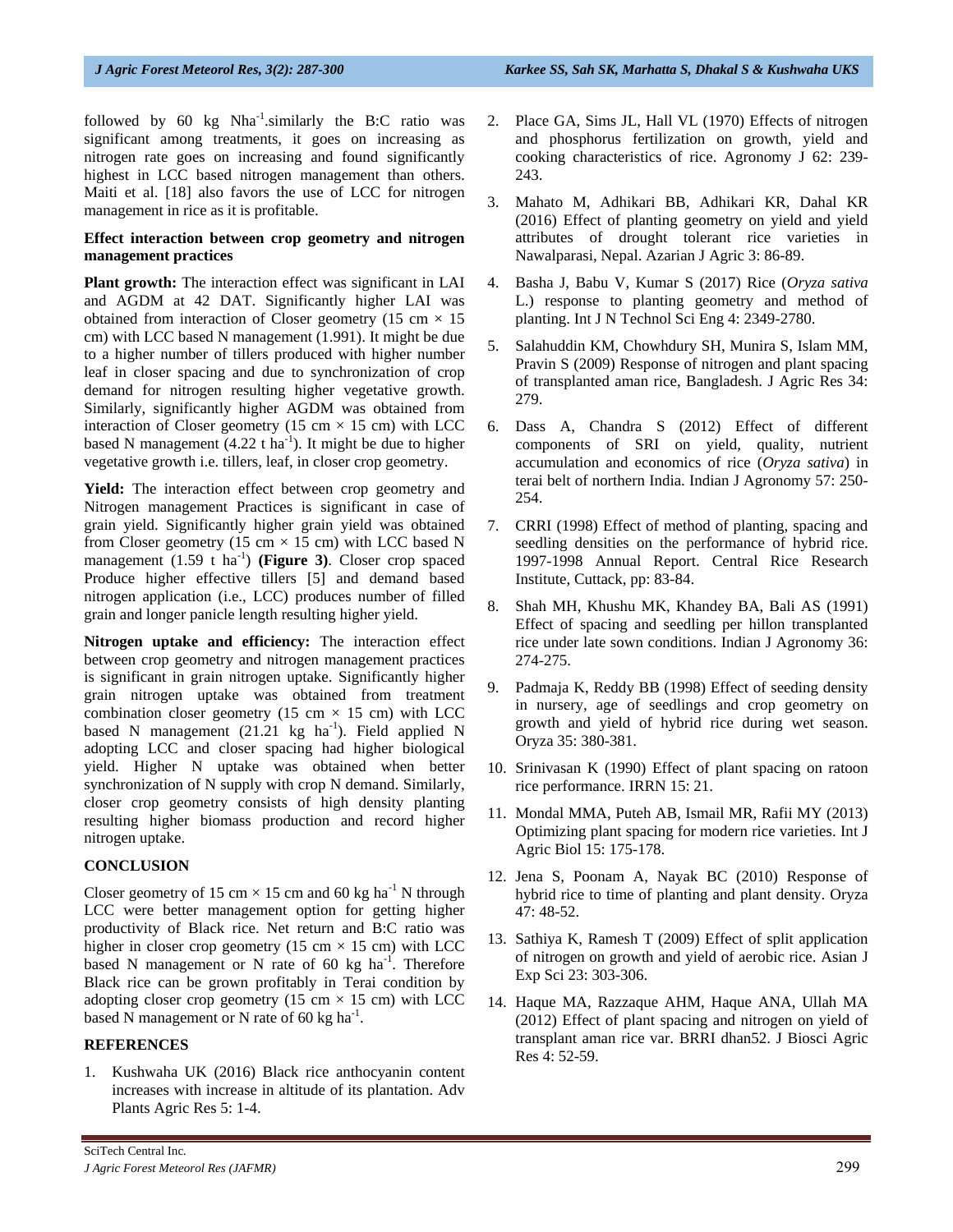followed by 60 kg $Nha^{-1}$.similarly the B:C ratio was significant among treatments, it goes on increasing as nitrogen rate goes on increasing and found significantly highest in LCC based nitrogen management than others. Maiti et al. [18] also favors the use of LCC for nitrogen management in rice as it is profitable.

### Effect interaction between crop geometry and nitrogen management practices

**Plant growth:** The interaction effect was significant in LAI and AGDM at 42 DAT. Significantly higher LAI was obtained from interaction of Closer geometry (15 cm × 15 cm) with LCC based N management (1.991). It might be due to a higher number of tillers produced with higher number leaf in closer spacing and due to synchronization of crop demand for nitrogen resulting higher vegetative growth. Similarly, significantly higher AGDM was obtained from interaction of Closer geometry (15 cm × 15 cm) with LCC based N management (4.22 t $ha^{-1}$). It might be due to higher vegetative growth i.e. tillers, leaf, in closer crop geometry.

**Yield:** The interaction effect between crop geometry and Nitrogen management Practices is significant in case of grain yield. Significantly higher grain yield was obtained from Closer geometry (15 cm × 15 cm) with LCC based N management (1.59 t $ha^{-1}$) **(Figure 3)**. Closer crop spaced Produce higher effective tillers [5] and demand based nitrogen application (i.e., LCC) produces number of filled grain and longer panicle length resulting higher yield.

**Nitrogen uptake and efficiency:** The interaction effect between crop geometry and nitrogen management practices is significant in grain nitrogen uptake. Significantly higher grain nitrogen uptake was obtained from treatment combination closer geometry (15 cm × 15 cm) with LCC based N management (21.21 kg $ha^{-1}$). Field applied N adopting LCC and closer spacing had higher biological yield. Higher N uptake was obtained when better synchronization of N supply with crop N demand. Similarly, closer crop geometry consists of high density planting resulting higher biomass production and record higher nitrogen uptake.

## CONCLUSION

Closer geometry of 15 cm × 15 cm and 60 kg $ha^{-1}$ N through LCC were better management option for getting higher productivity of Black rice. Net return and B:C ratio was higher in closer crop geometry (15 cm × 15 cm) with LCC based N management or N rate of 60 kg $ha^{-1}$. Therefore Black rice can be grown profitably in Terai condition by adopting closer crop geometry (15 cm × 15 cm) with LCC based N management or N rate of 60 kg $ha^{-1}$.

## REFERENCES

1. Kushwaha UK (2016) Black rice anthocyanin content increases with increase in altitude of its plantation. Adv Plants Agric Res 5: 1-4.
2. Place GA, Sims JL, Hall VL (1970) Effects of nitrogen and phosphorus fertilization on growth, yield and cooking characteristics of rice. Agronomy J 62: 239-243.
3. Mahato M, Adhikari BB, Adhikari KR, Dahal KR (2016) Effect of planting geometry on yield and yield attributes of drought tolerant rice varieties in Nawalparasi, Nepal. Azarian J Agric 3: 86-89.
4. Basha J, Babu V, Kumar S (2017) Rice (*Oryza sativa* L.) response to planting geometry and method of planting. Int J N Technol Sci Eng 4: 2349-2780.
5. Salahuddin KM, Chowhdury SH, Munira S, Islam MM, Pravin S (2009) Response of nitrogen and plant spacing of transplanted aman rice, Bangladesh. J Agric Res 34: 279.
6. Dass A, Chandra S (2012) Effect of different components of SRI on yield, quality, nutrient accumulation and economics of rice (*Oryza sativa*) in terai belt of northern India. Indian J Agronomy 57: 250-254.
7. CRRI (1998) Effect of method of planting, spacing and seedling densities on the performance of hybrid rice. 1997-1998 Annual Report. Central Rice Research Institute, Cuttack, pp: 83-84.
8. Shah MH, Khushu MK, Khandey BA, Bali AS (1991) Effect of spacing and seedling per hillon transplanted rice under late sown conditions. Indian J Agronomy 36: 274-275.
9. Padmaja K, Reddy BB (1998) Effect of seeding density in nursery, age of seedlings and crop geometry on growth and yield of hybrid rice during wet season. Oryza 35: 380-381.
10. Srinivasan K (1990) Effect of plant spacing on ratoon rice performance. IRRN 15: 21.
11. Mondal MMA, Puteh AB, Ismail MR, Rafii MY (2013) Optimizing plant spacing for modern rice varieties. Int J Agric Biol 15: 175-178.
12. Jena S, Poonam A, Nayak BC (2010) Response of hybrid rice to time of planting and plant density. Oryza 47: 48-52.
13. Sathiya K, Ramesh T (2009) Effect of split application of nitrogen on growth and yield of aerobic rice. Asian J Exp Sci 23: 303-306.
14. Haque MA, Razzaque AHM, Haque ANA, Ullah MA (2012) Effect of plant spacing and nitrogen on yield of transplant aman rice var. BRRI dhan52. J Biosci Agric Res 4: 52-59.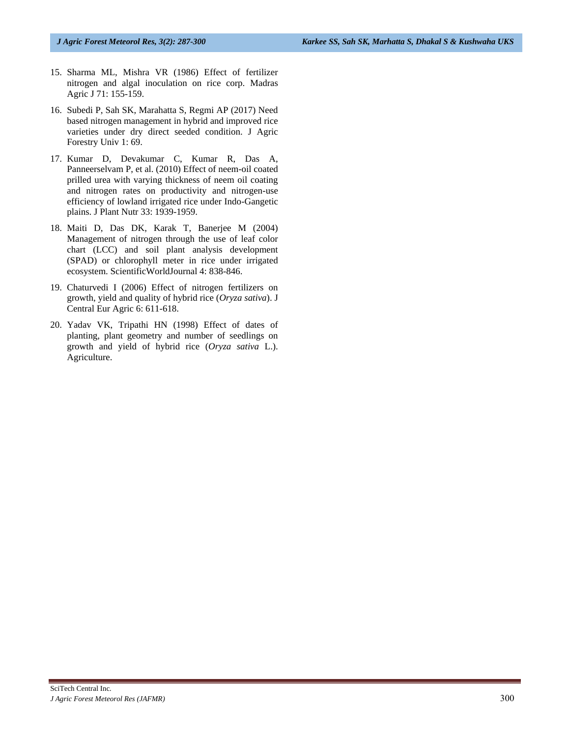15. Sharma ML, Mishra VR (1986) Effect of fertilizer nitrogen and algal inoculation on rice corp. Madras Agric J 71: 155-159.

16. Subedi P, Sah SK, Marahatta S, Regmi AP (2017) Need based nitrogen management in hybrid and improved rice varieties under dry direct seeded condition. J Agric Forestry Univ 1: 69.

17. Kumar D, Devakumar C, Kumar R, Das A, Panneerselvam P, et al. (2010) Effect of neem-oil coated prilled urea with varying thickness of neem oil coating and nitrogen rates on productivity and nitrogen-use efficiency of lowland irrigated rice under Indo-Gangetic plains. J Plant Nutr 33: 1939-1959.

18. Maiti D, Das DK, Karak T, Banerjee M (2004) Management of nitrogen through the use of leaf color chart (LCC) and soil plant analysis development (SPAD) or chlorophyll meter in rice under irrigated ecosystem. ScientificWorldJournal 4: 838-846.

19. Chaturvedi I (2006) Effect of nitrogen fertilizers on growth, yield and quality of hybrid rice (*Oryza sativa*). J Central Eur Agric 6: 611-618.

20. Yadav VK, Tripathi HN (1998) Effect of dates of planting, plant geometry and number of seedlings on growth and yield of hybrid rice (*Oryza sativa* L.). Agriculture.